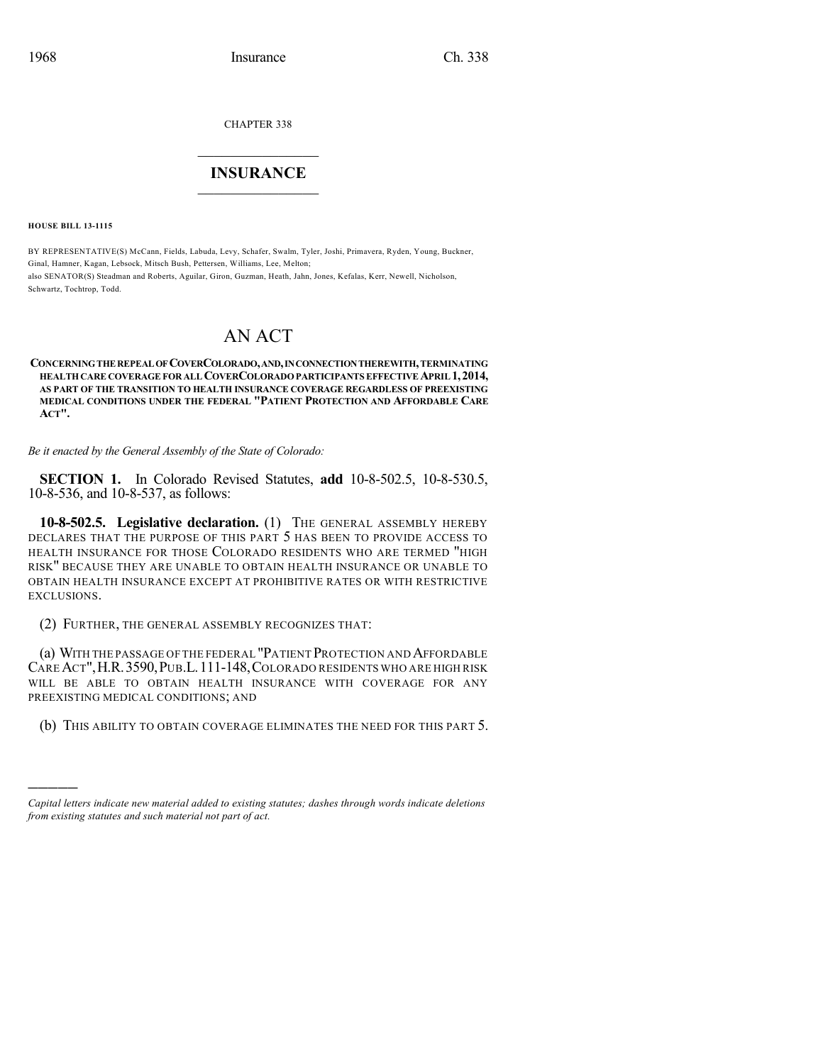CHAPTER 338

# INSURANCE

**HOUSE BILL 13-1115**

BY REPRESENTATIVE(S) McCann, Fields, Labuda, Levy, Schafer, Swalm, Tyler, Joshi, Primavera, Ryden, Young, Buckner, Ginal, Hamner, Kagan, Lebsock, Mitsch Bush, Pettersen, Williams, Lee, Melton;
also SENATOR(S) Steadman and Roberts, Aguilar, Giron, Guzman, Heath, Jahn, Jones, Kefalas, Kerr, Newell, Nicholson, Schwartz, Tochtrop, Todd.

# AN ACT

**CONCERNING THE REPEAL OF COVERCOLORADO, AND, IN CONNECTION THEREWITH, TERMINATING HEALTH CARE COVERAGE FOR ALL COVERCOLORADO PARTICIPANTS EFFECTIVE APRIL 1, 2014, AS PART OF THE TRANSITION TO HEALTH INSURANCE COVERAGE REGARDLESS OF PREEXISTING MEDICAL CONDITIONS UNDER THE FEDERAL "PATIENT PROTECTION AND AFFORDABLE CARE ACT".**

*Be it enacted by the General Assembly of the State of Colorado:*

**SECTION 1.** In Colorado Revised Statutes, **add** 10-8-502.5, 10-8-530.5, 10-8-536, and 10-8-537, as follows:

**10-8-502.5. Legislative declaration.** (1) THE GENERAL ASSEMBLY HEREBY DECLARES THAT THE PURPOSE OF THIS PART 5 HAS BEEN TO PROVIDE ACCESS TO HEALTH INSURANCE FOR THOSE COLORADO RESIDENTS WHO ARE TERMED "HIGH RISK" BECAUSE THEY ARE UNABLE TO OBTAIN HEALTH INSURANCE OR UNABLE TO OBTAIN HEALTH INSURANCE EXCEPT AT PROHIBITIVE RATES OR WITH RESTRICTIVE EXCLUSIONS.

(2) FURTHER, THE GENERAL ASSEMBLY RECOGNIZES THAT:

(a) WITH THE PASSAGE OF THE FEDERAL "PATIENT PROTECTION AND AFFORDABLE CARE ACT", H.R. 3590, PUB.L. 111-148, COLORADO RESIDENTS WHO ARE HIGH RISK WILL BE ABLE TO OBTAIN HEALTH INSURANCE WITH COVERAGE FOR ANY PREEXISTING MEDICAL CONDITIONS; AND

(b) THIS ABILITY TO OBTAIN COVERAGE ELIMINATES THE NEED FOR THIS PART 5.

*Capital letters indicate new material added to existing statutes; dashes through words indicate deletions from existing statutes and such material not part of act.*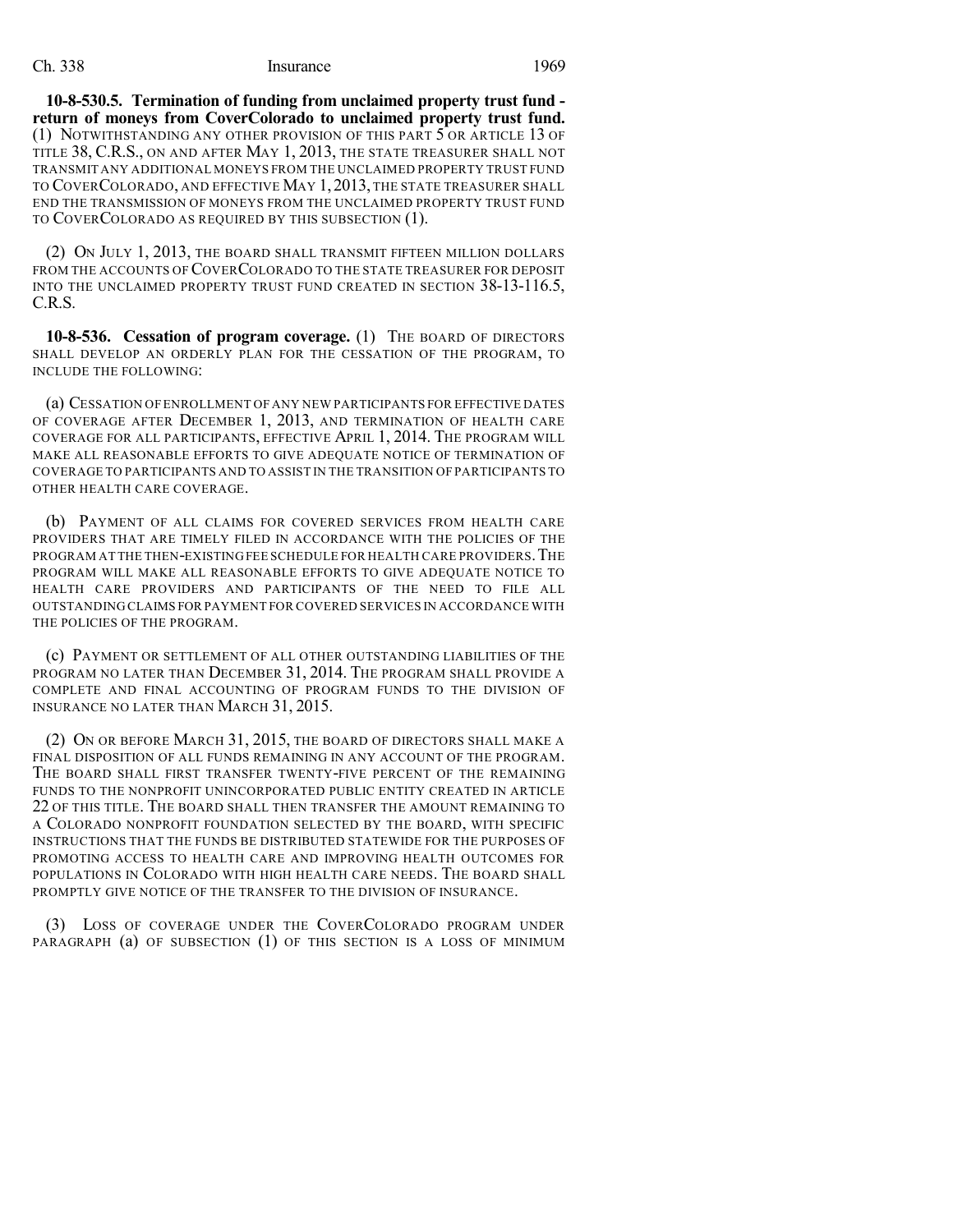**10-8-530.5. Termination of funding from unclaimed property trust fund - return of moneys from CoverColorado to unclaimed property trust fund.** (1) NOTWITHSTANDING ANY OTHER PROVISION OF THIS PART 5 OR ARTICLE 13 OF TITLE 38, C.R.S., ON AND AFTER MAY 1, 2013, THE STATE TREASURER SHALL NOT TRANSMIT ANY ADDITIONAL MONEYS FROM THE UNCLAIMED PROPERTY TRUST FUND TO COVERCOLORADO, AND EFFECTIVE MAY 1, 2013, THE STATE TREASURER SHALL END THE TRANSMISSION OF MONEYS FROM THE UNCLAIMED PROPERTY TRUST FUND TO COVERCOLORADO AS REQUIRED BY THIS SUBSECTION (1).

(2) ON JULY 1, 2013, THE BOARD SHALL TRANSMIT FIFTEEN MILLION DOLLARS FROM THE ACCOUNTS OF COVERCOLORADO TO THE STATE TREASURER FOR DEPOSIT INTO THE UNCLAIMED PROPERTY TRUST FUND CREATED IN SECTION 38-13-116.5, C.R.S.

**10-8-536. Cessation of program coverage.** (1) THE BOARD OF DIRECTORS SHALL DEVELOP AN ORDERLY PLAN FOR THE CESSATION OF THE PROGRAM, TO INCLUDE THE FOLLOWING:

(a) CESSATION OF ENROLLMENT OF ANY NEW PARTICIPANTS FOR EFFECTIVE DATES OF COVERAGE AFTER DECEMBER 1, 2013, AND TERMINATION OF HEALTH CARE COVERAGE FOR ALL PARTICIPANTS, EFFECTIVE APRIL 1, 2014. THE PROGRAM WILL MAKE ALL REASONABLE EFFORTS TO GIVE ADEQUATE NOTICE OF TERMINATION OF COVERAGE TO PARTICIPANTS AND TO ASSIST IN THE TRANSITION OF PARTICIPANTS TO OTHER HEALTH CARE COVERAGE.

(b) PAYMENT OF ALL CLAIMS FOR COVERED SERVICES FROM HEALTH CARE PROVIDERS THAT ARE TIMELY FILED IN ACCORDANCE WITH THE POLICIES OF THE PROGRAM AT THE THEN-EXISTING FEE SCHEDULE FOR HEALTH CARE PROVIDERS. THE PROGRAM WILL MAKE ALL REASONABLE EFFORTS TO GIVE ADEQUATE NOTICE TO HEALTH CARE PROVIDERS AND PARTICIPANTS OF THE NEED TO FILE ALL OUTSTANDING CLAIMS FOR PAYMENT FOR COVERED SERVICES IN ACCORDANCE WITH THE POLICIES OF THE PROGRAM.

(c) PAYMENT OR SETTLEMENT OF ALL OTHER OUTSTANDING LIABILITIES OF THE PROGRAM NO LATER THAN DECEMBER 31, 2014. THE PROGRAM SHALL PROVIDE A COMPLETE AND FINAL ACCOUNTING OF PROGRAM FUNDS TO THE DIVISION OF INSURANCE NO LATER THAN MARCH 31, 2015.

(2) ON OR BEFORE MARCH 31, 2015, THE BOARD OF DIRECTORS SHALL MAKE A FINAL DISPOSITION OF ALL FUNDS REMAINING IN ANY ACCOUNT OF THE PROGRAM. THE BOARD SHALL FIRST TRANSFER TWENTY-FIVE PERCENT OF THE REMAINING FUNDS TO THE NONPROFIT UNINCORPORATED PUBLIC ENTITY CREATED IN ARTICLE 22 OF THIS TITLE. THE BOARD SHALL THEN TRANSFER THE AMOUNT REMAINING TO A COLORADO NONPROFIT FOUNDATION SELECTED BY THE BOARD, WITH SPECIFIC INSTRUCTIONS THAT THE FUNDS BE DISTRIBUTED STATEWIDE FOR THE PURPOSES OF PROMOTING ACCESS TO HEALTH CARE AND IMPROVING HEALTH OUTCOMES FOR POPULATIONS IN COLORADO WITH HIGH HEALTH CARE NEEDS. THE BOARD SHALL PROMPTLY GIVE NOTICE OF THE TRANSFER TO THE DIVISION OF INSURANCE.

(3) LOSS OF COVERAGE UNDER THE COVERCOLORADO PROGRAM UNDER PARAGRAPH (a) OF SUBSECTION (1) OF THIS SECTION IS A LOSS OF MINIMUM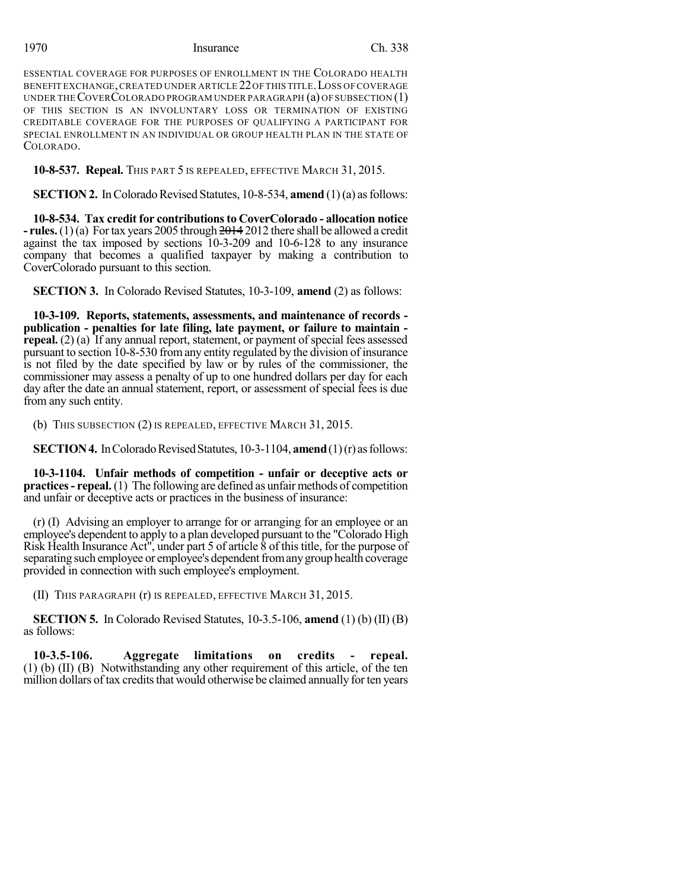ESSENTIAL COVERAGE FOR PURPOSES OF ENROLLMENT IN THE COLORADO HEALTH BENEFIT EXCHANGE, CREATED UNDER ARTICLE 22 OF THIS TITLE. LOSS OF COVERAGE UNDER THE COVERCOLORADO PROGRAM UNDER PARAGRAPH (a) OF SUBSECTION (1) OF THIS SECTION IS AN INVOLUNTARY LOSS OR TERMINATION OF EXISTING CREDITABLE COVERAGE FOR THE PURPOSES OF QUALIFYING A PARTICIPANT FOR SPECIAL ENROLLMENT IN AN INDIVIDUAL OR GROUP HEALTH PLAN IN THE STATE OF COLORADO.

**10-8-537. Repeal.** THIS PART 5 IS REPEALED, EFFECTIVE MARCH 31, 2015.

**SECTION 2.** In Colorado Revised Statutes, 10-8-534, **amend** (1) (a) as follows:

**10-8-534. Tax credit for contributions to CoverColorado - allocation notice - rules.** (1) (a) For tax years 2005 through ~~2014~~ 2012 there shall be allowed a credit against the tax imposed by sections 10-3-209 and 10-6-128 to any insurance company that becomes a qualified taxpayer by making a contribution to CoverColorado pursuant to this section.

**SECTION 3.** In Colorado Revised Statutes, 10-3-109, **amend** (2) as follows:

**10-3-109. Reports, statements, assessments, and maintenance of records - publication - penalties for late filing, late payment, or failure to maintain - repeal.** (2) (a) If any annual report, statement, or payment of special fees assessed pursuant to section 10-8-530 from any entity regulated by the division of insurance is not filed by the date specified by law or by rules of the commissioner, the commissioner may assess a penalty of up to one hundred dollars per day for each day after the date an annual statement, report, or assessment of special fees is due from any such entity.

(b) THIS SUBSECTION (2) IS REPEALED, EFFECTIVE MARCH 31, 2015.

**SECTION 4.** In Colorado Revised Statutes, 10-3-1104, **amend** (1) (r) as follows:

**10-3-1104. Unfair methods of competition - unfair or deceptive acts or practices - repeal.** (1) The following are defined as unfair methods of competition and unfair or deceptive acts or practices in the business of insurance:

(r) (I) Advising an employer to arrange for or arranging for an employee or an employee's dependent to apply to a plan developed pursuant to the "Colorado High Risk Health Insurance Act", under part 5 of article 8 of this title, for the purpose of separating such employee or employee's dependent from any group health coverage provided in connection with such employee's employment.

(II) THIS PARAGRAPH (r) IS REPEALED, EFFECTIVE MARCH 31, 2015.

**SECTION 5.** In Colorado Revised Statutes, 10-3.5-106, **amend** (1) (b) (II) (B) as follows:

**10-3.5-106. Aggregate limitations on credits - repeal.** (1) (b) (II) (B) Notwithstanding any other requirement of this article, of the ten million dollars of tax credits that would otherwise be claimed annually for ten years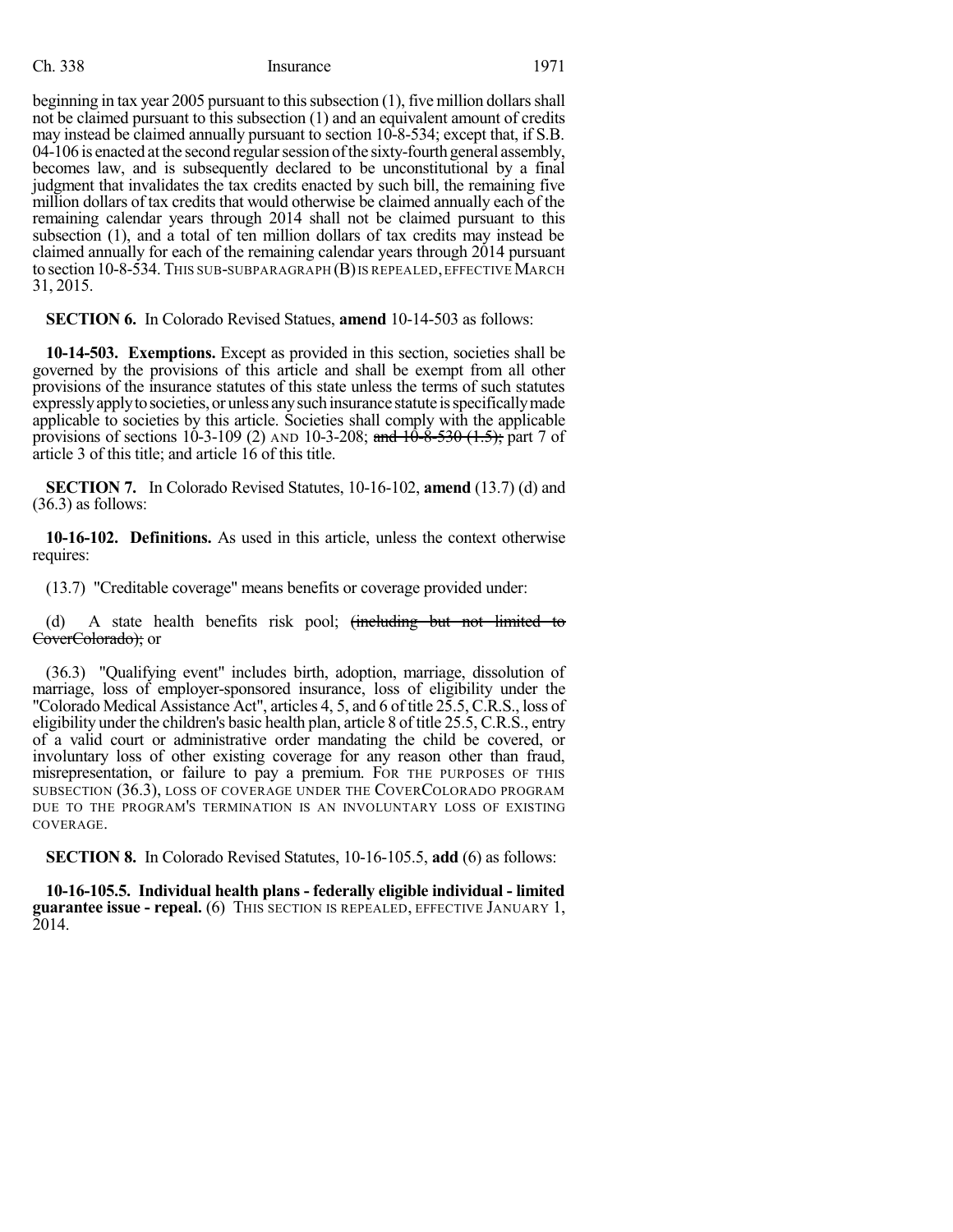beginning in tax year 2005 pursuant to this subsection (1), five million dollars shall not be claimed pursuant to this subsection (1) and an equivalent amount of credits may instead be claimed annually pursuant to section 10-8-534; except that, if S.B. 04-106 is enacted at the second regular session of the sixty-fourth general assembly, becomes law, and is subsequently declared to be unconstitutional by a final judgment that invalidates the tax credits enacted by such bill, the remaining five million dollars of tax credits that would otherwise be claimed annually each of the remaining calendar years through 2014 shall not be claimed pursuant to this subsection (1), and a total of ten million dollars of tax credits may instead be claimed annually for each of the remaining calendar years through 2014 pursuant to section 10-8-534. THIS SUB-SUBPARAGRAPH (B) IS REPEALED, EFFECTIVE MARCH 31, 2015.

**SECTION 6.** In Colorado Revised Statues, **amend** 10-14-503 as follows:

**10-14-503. Exemptions.** Except as provided in this section, societies shall be governed by the provisions of this article and shall be exempt from all other provisions of the insurance statutes of this state unless the terms of such statutes expressly apply to societies, or unless any such insurance statute is specifically made applicable to societies by this article. Societies shall comply with the applicable provisions of sections 10-3-109 (2) AND 10-3-208; ~~and 10-8-530 (1.5);~~ part 7 of article 3 of this title; and article 16 of this title.

**SECTION 7.** In Colorado Revised Statutes, 10-16-102, **amend** (13.7) (d) and (36.3) as follows:

**10-16-102. Definitions.** As used in this article, unless the context otherwise requires:

(13.7) "Creditable coverage" means benefits or coverage provided under:

(d) A state health benefits risk pool; ~~(including but not limited to CoverColorado)~~; or

(36.3) "Qualifying event" includes birth, adoption, marriage, dissolution of marriage, loss of employer-sponsored insurance, loss of eligibility under the "Colorado Medical Assistance Act", articles 4, 5, and 6 of title 25.5, C.R.S., loss of eligibility under the children's basic health plan, article 8 of title 25.5, C.R.S., entry of a valid court or administrative order mandating the child be covered, or involuntary loss of other existing coverage for any reason other than fraud, misrepresentation, or failure to pay a premium. FOR THE PURPOSES OF THIS SUBSECTION (36.3), LOSS OF COVERAGE UNDER THE COVERCOLORADO PROGRAM DUE TO THE PROGRAM'S TERMINATION IS AN INVOLUNTARY LOSS OF EXISTING COVERAGE.

**SECTION 8.** In Colorado Revised Statutes, 10-16-105.5, **add** (6) as follows:

**10-16-105.5. Individual health plans - federally eligible individual - limited guarantee issue - repeal.** (6) THIS SECTION IS REPEALED, EFFECTIVE JANUARY 1, 2014.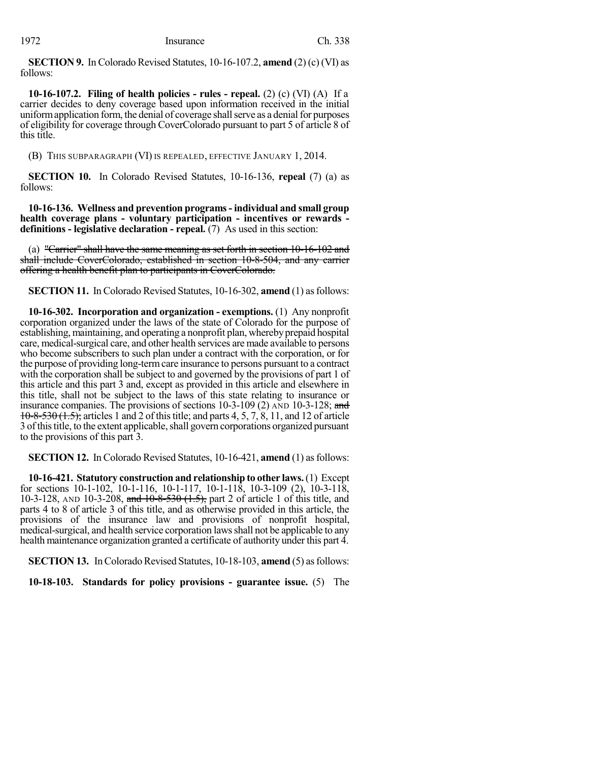**SECTION 9.** In Colorado Revised Statutes, 10-16-107.2, **amend** (2) (c) (VI) as follows:

**10-16-107.2. Filing of health policies - rules - repeal.** (2) (c) (VI) (A) If a carrier decides to deny coverage based upon information received in the initial uniform application form, the denial of coverage shall serve as a denial for purposes of eligibility for coverage through CoverColorado pursuant to part 5 of article 8 of this title.

(B) THIS SUBPARAGRAPH (VI) IS REPEALED, EFFECTIVE JANUARY 1, 2014.

**SECTION 10.** In Colorado Revised Statutes, 10-16-136, **repeal** (7) (a) as follows:

**10-16-136. Wellness and prevention programs - individual and small group health coverage plans - voluntary participation - incentives or rewards - definitions - legislative declaration - repeal.** (7) As used in this section:

(a) ~~"Carrier" shall have the same meaning as set forth in section 10-16-102 and shall include CoverColorado, established in section 10-8-504, and any carrier offering a health benefit plan to participants in CoverColorado.~~

**SECTION 11.** In Colorado Revised Statutes, 10-16-302, **amend** (1) as follows:

**10-16-302. Incorporation and organization - exemptions.** (1) Any nonprofit corporation organized under the laws of the state of Colorado for the purpose of establishing, maintaining, and operating a nonprofit plan, whereby prepaid hospital care, medical-surgical care, and other health services are made available to persons who become subscribers to such plan under a contract with the corporation, or for the purpose of providing long-term care insurance to persons pursuant to a contract with the corporation shall be subject to and governed by the provisions of part 1 of this article and this part 3 and, except as provided in this article and elsewhere in this title, shall not be subject to the laws of this state relating to insurance or insurance companies. The provisions of sections 10-3-109 (2) AND 10-3-128; ~~and 10-8-530 (1.5);~~ articles 1 and 2 of this title; and parts 4, 5, 7, 8, 11, and 12 of article 3 of this title, to the extent applicable, shall govern corporations organized pursuant to the provisions of this part 3.

**SECTION 12.** In Colorado Revised Statutes, 10-16-421, **amend** (1) as follows:

**10-16-421. Statutory construction and relationship to other laws.** (1) Except for sections 10-1-102, 10-1-116, 10-1-117, 10-1-118, 10-3-109 (2), 10-3-118, 10-3-128, AND 10-3-208, ~~and 10-8-530 (1.5),~~ part 2 of article 1 of this title, and parts 4 to 8 of article 3 of this title, and as otherwise provided in this article, the provisions of the insurance law and provisions of nonprofit hospital, medical-surgical, and health service corporation laws shall not be applicable to any health maintenance organization granted a certificate of authority under this part 4.

**SECTION 13.** In Colorado Revised Statutes, 10-18-103, **amend** (5) as follows:

**10-18-103. Standards for policy provisions - guarantee issue.** (5) The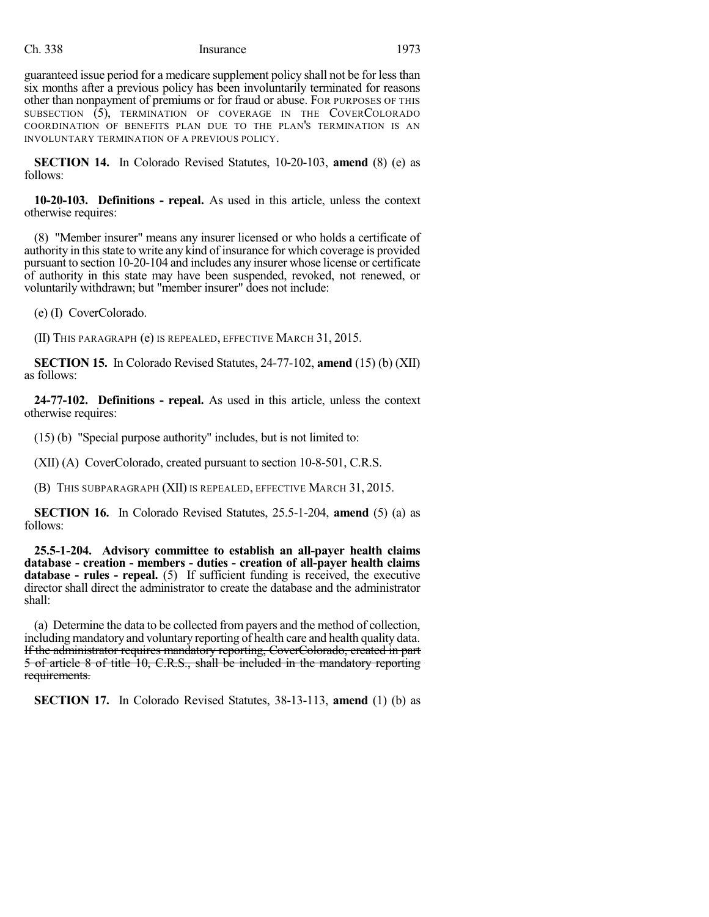guaranteed issue period for a medicare supplement policy shall not be for less than six months after a previous policy has been involuntarily terminated for reasons other than nonpayment of premiums or for fraud or abuse. FOR PURPOSES OF THIS SUBSECTION (5), TERMINATION OF COVERAGE IN THE COVERCOLORADO COORDINATION OF BENEFITS PLAN DUE TO THE PLAN'S TERMINATION IS AN INVOLUNTARY TERMINATION OF A PREVIOUS POLICY.

**SECTION 14.** In Colorado Revised Statutes, 10-20-103, **amend** (8) (e) as follows:

**10-20-103. Definitions - repeal.** As used in this article, unless the context otherwise requires:

(8) "Member insurer" means any insurer licensed or who holds a certificate of authority in this state to write any kind of insurance for which coverage is provided pursuant to section 10-20-104 and includes any insurer whose license or certificate of authority in this state may have been suspended, revoked, not renewed, or voluntarily withdrawn; but "member insurer" does not include:

(e) (I) CoverColorado.

(II) THIS PARAGRAPH (e) IS REPEALED, EFFECTIVE MARCH 31, 2015.

**SECTION 15.** In Colorado Revised Statutes, 24-77-102, **amend** (15) (b) (XII) as follows:

**24-77-102. Definitions - repeal.** As used in this article, unless the context otherwise requires:

(15) (b) "Special purpose authority" includes, but is not limited to:

(XII) (A) CoverColorado, created pursuant to section 10-8-501, C.R.S.

(B) THIS SUBPARAGRAPH (XII) IS REPEALED, EFFECTIVE MARCH 31, 2015.

**SECTION 16.** In Colorado Revised Statutes, 25.5-1-204, **amend** (5) (a) as follows:

**25.5-1-204. Advisory committee to establish an all-payer health claims database - creation - members - duties - creation of all-payer health claims database - rules - repeal.** (5) If sufficient funding is received, the executive director shall direct the administrator to create the database and the administrator shall:

(a) Determine the data to be collected from payers and the method of collection, including mandatory and voluntary reporting of health care and health quality data. ~~If the administrator requires mandatory reporting, CoverColorado, created in part 5 of article 8 of title 10, C.R.S., shall be included in the mandatory reporting requirements.~~

**SECTION 17.** In Colorado Revised Statutes, 38-13-113, **amend** (1) (b) as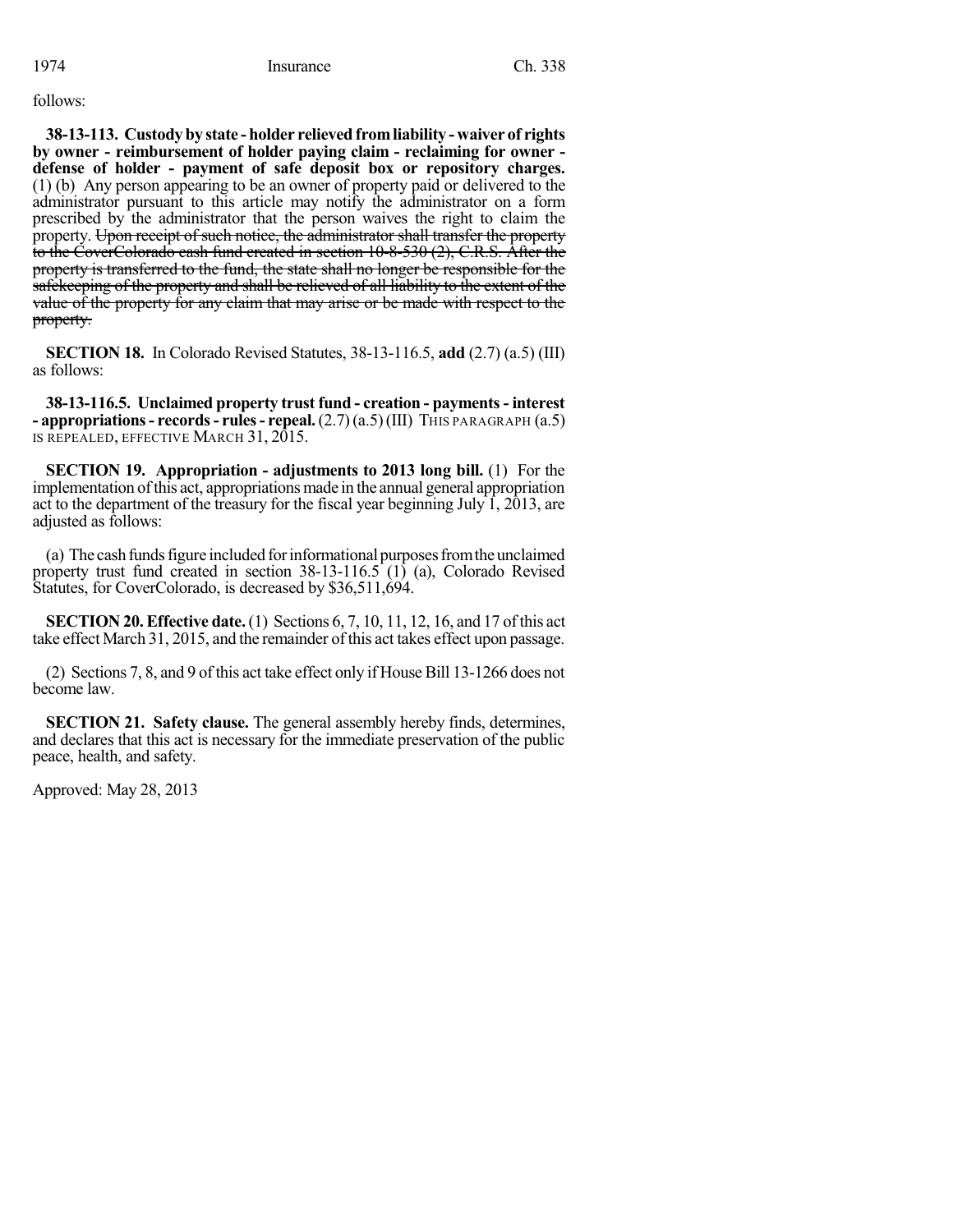follows:

**38-13-113. Custody by state - holder relieved from liability - waiver of rights by owner - reimbursement of holder paying claim - reclaiming for owner - defense of holder - payment of safe deposit box or repository charges.** (1) (b) Any person appearing to be an owner of property paid or delivered to the administrator pursuant to this article may notify the administrator on a form prescribed by the administrator that the person waives the right to claim the property. ~~Upon receipt of such notice, the administrator shall transfer the property to the CoverColorado cash fund created in section 10-8-530 (2), C.R.S. After the property is transferred to the fund, the state shall no longer be responsible for the safekeeping of the property and shall be relieved of all liability to the extent of the value of the property for any claim that may arise or be made with respect to the property.~~

**SECTION 18.** In Colorado Revised Statutes, 38-13-116.5, **add** (2.7) (a.5) (III) as follows:

**38-13-116.5. Unclaimed property trust fund - creation - payments - interest - appropriations - records - rules - repeal.** (2.7) (a.5) (III) THIS PARAGRAPH (a.5) IS REPEALED, EFFECTIVE MARCH 31, 2015.

**SECTION 19. Appropriation - adjustments to 2013 long bill.** (1) For the implementation of this act, appropriations made in the annual general appropriation act to the department of the treasury for the fiscal year beginning July 1, 2013, are adjusted as follows:

(a) The cash funds figure included for informational purposes from the unclaimed property trust fund created in section 38-13-116.5 (1) (a), Colorado Revised Statutes, for CoverColorado, is decreased by $36,511,694.

**SECTION 20. Effective date.** (1) Sections 6, 7, 10, 11, 12, 16, and 17 of this act take effect March 31, 2015, and the remainder of this act takes effect upon passage.

(2) Sections 7, 8, and 9 of this act take effect only if House Bill 13-1266 does not become law.

**SECTION 21. Safety clause.** The general assembly hereby finds, determines, and declares that this act is necessary for the immediate preservation of the public peace, health, and safety.

Approved: May 28, 2013